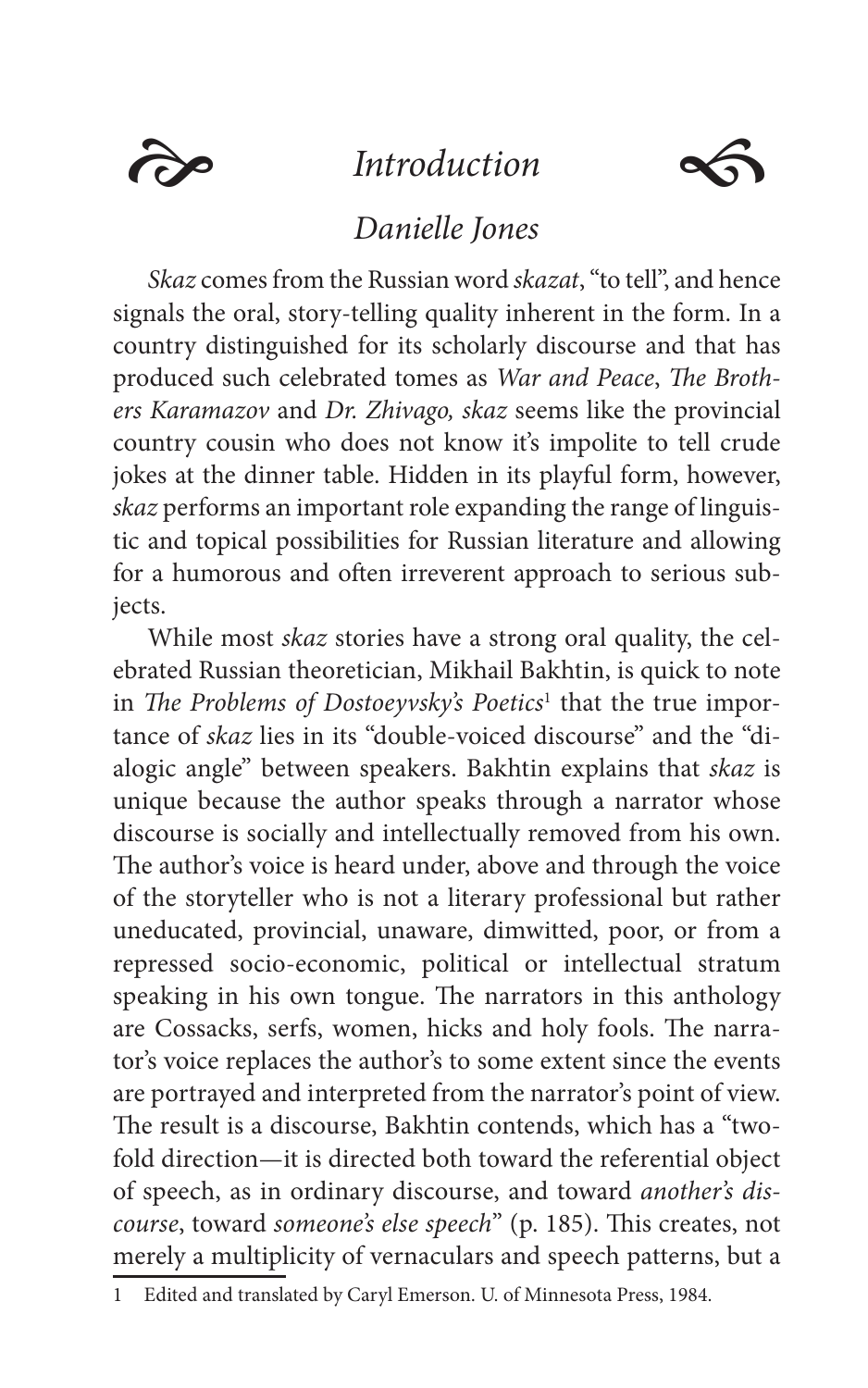# *Introduction*

### *Danielle Jones*

*Skaz* comes from the Russian word *skazat*, "to tell", and hence signals the oral, story-telling quality inherent in the form. In a country distinguished for its scholarly discourse and that has produced such celebrated tomes as *War and Peace*, *The Brothers Karamazov* and *Dr. Zhivago, skaz* seems like the provincial country cousin who does not know it's impolite to tell crude jokes at the dinner table. Hidden in its playful form, however, *skaz* performs an important role expanding the range of linguistic and topical possibilities for Russian literature and allowing for a humorous and often irreverent approach to serious subjects.

While most *skaz* stories have a strong oral quality, the celebrated Russian theoretician, Mikhail Bakhtin, is quick to note in *The Problems of Dostoeyvsky's Poetics*[1] that the true importance of *skaz* lies in its "double-voiced discourse" and the "dialogic angle" between speakers. Bakhtin explains that *skaz* is unique because the author speaks through a narrator whose discourse is socially and intellectually removed from his own. The author's voice is heard under, above and through the voice of the storyteller who is not a literary professional but rather uneducated, provincial, unaware, dimwitted, poor, or from a repressed socio-economic, political or intellectual stratum speaking in his own tongue. The narrators in this anthology are Cossacks, serfs, women, hicks and holy fools. The narrator's voice replaces the author's to some extent since the events are portrayed and interpreted from the narrator's point of view. The result is a discourse, Bakhtin contends, which has a "twofold direction—it is directed both toward the referential object of speech, as in ordinary discourse, and toward *another's discourse*, toward *someone's else speech*" (p. 185). This creates, not merely a multiplicity of vernaculars and speech patterns, but a

---

1 Edited and translated by Caryl Emerson. U. of Minnesota Press, 1984.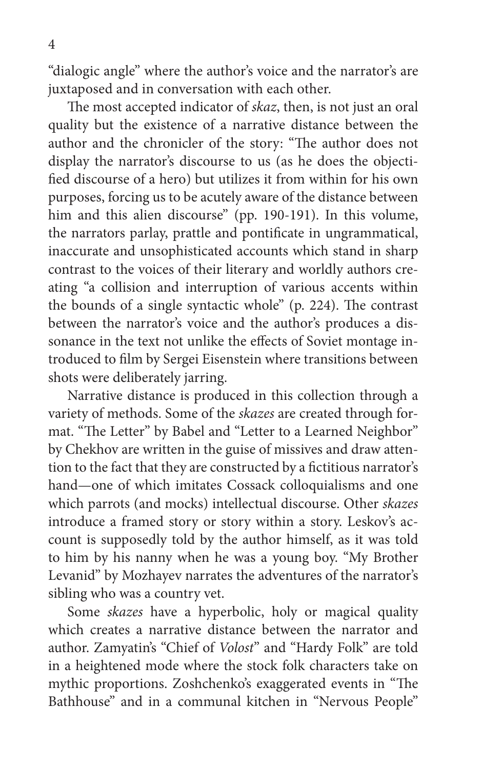"dialogic angle" where the author's voice and the narrator's are juxtaposed and in conversation with each other.

The most accepted indicator of *skaz*, then, is not just an oral quality but the existence of a narrative distance between the author and the chronicler of the story: "The author does not display the narrator's discourse to us (as he does the objectified discourse of a hero) but utilizes it from within for his own purposes, forcing us to be acutely aware of the distance between him and this alien discourse" (pp. 190-191). In this volume, the narrators parlay, prattle and pontificate in ungrammatical, inaccurate and unsophisticated accounts which stand in sharp contrast to the voices of their literary and worldly authors creating "a collision and interruption of various accents within the bounds of a single syntactic whole" (p. 224). The contrast between the narrator's voice and the author's produces a dissonance in the text not unlike the effects of Soviet montage introduced to film by Sergei Eisenstein where transitions between shots were deliberately jarring.

Narrative distance is produced in this collection through a variety of methods. Some of the *skazes* are created through format. "The Letter" by Babel and "Letter to a Learned Neighbor" by Chekhov are written in the guise of missives and draw attention to the fact that they are constructed by a fictitious narrator's hand—one of which imitates Cossack colloquialisms and one which parrots (and mocks) intellectual discourse. Other *skazes* introduce a framed story or story within a story. Leskov's account is supposedly told by the author himself, as it was told to him by his nanny when he was a young boy. "My Brother Levanid" by Mozhayev narrates the adventures of the narrator's sibling who was a country vet.

Some *skazes* have a hyperbolic, holy or magical quality which creates a narrative distance between the narrator and author. Zamyatin's "Chief of *Volost*" and "Hardy Folk" are told in a heightened mode where the stock folk characters take on mythic proportions. Zoshchenko's exaggerated events in "The Bathhouse" and in a communal kitchen in "Nervous People"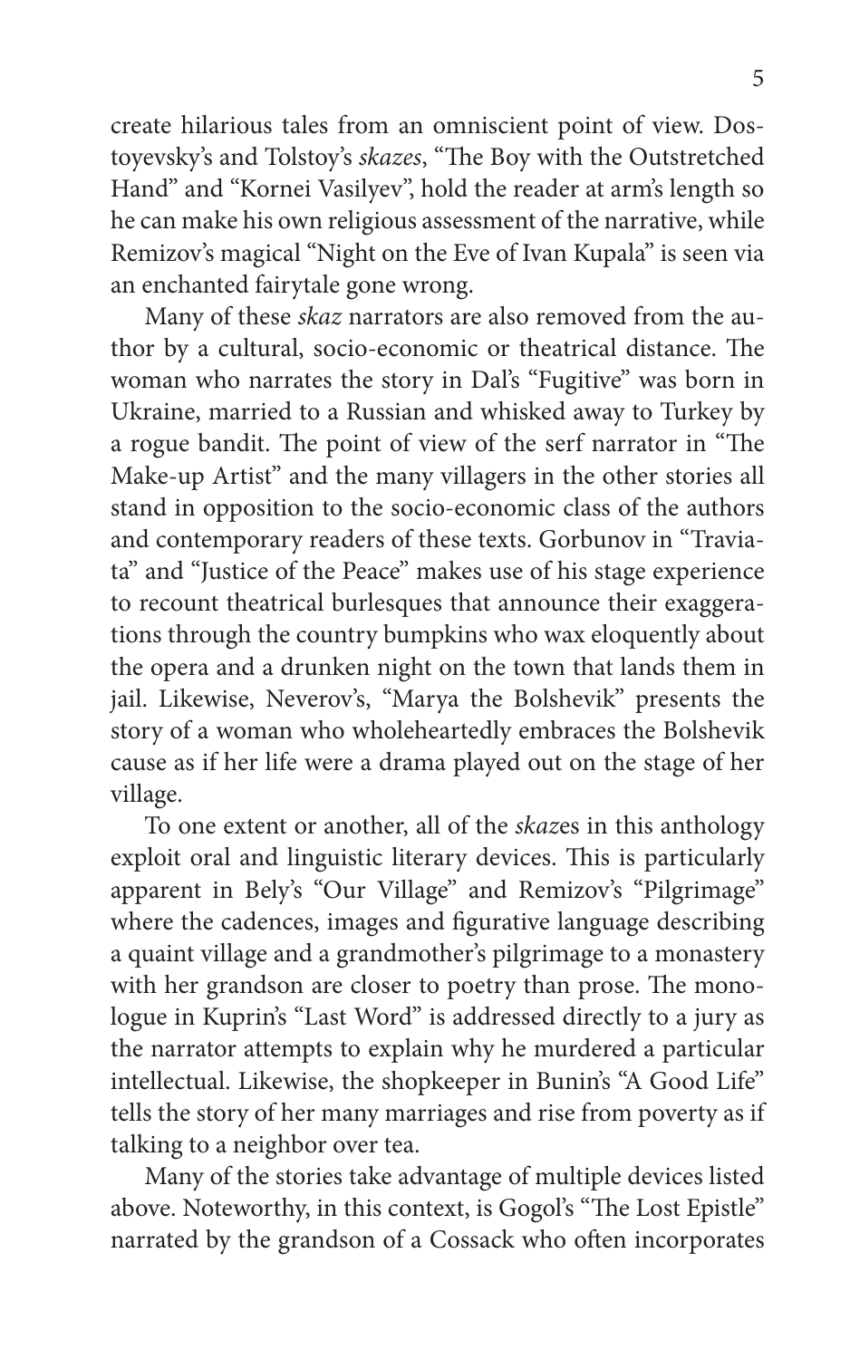create hilarious tales from an omniscient point of view. Dostoyevsky's and Tolstoy's *skazes*, "The Boy with the Outstretched Hand" and "Kornei Vasilyev", hold the reader at arm's length so he can make his own religious assessment of the narrative, while Remizov's magical "Night on the Eve of Ivan Kupala" is seen via an enchanted fairytale gone wrong.

Many of these *skaz* narrators are also removed from the author by a cultural, socio-economic or theatrical distance. The woman who narrates the story in Dal's "Fugitive" was born in Ukraine, married to a Russian and whisked away to Turkey by a rogue bandit. The point of view of the serf narrator in "The Make-up Artist" and the many villagers in the other stories all stand in opposition to the socio-economic class of the authors and contemporary readers of these texts. Gorbunov in "Traviata" and "Justice of the Peace" makes use of his stage experience to recount theatrical burlesques that announce their exaggerations through the country bumpkins who wax eloquently about the opera and a drunken night on the town that lands them in jail. Likewise, Neverov's, "Marya the Bolshevik" presents the story of a woman who wholeheartedly embraces the Bolshevik cause as if her life were a drama played out on the stage of her village.

To one extent or another, all of the *skaz*es in this anthology exploit oral and linguistic literary devices. This is particularly apparent in Bely's "Our Village" and Remizov's "Pilgrimage" where the cadences, images and figurative language describing a quaint village and a grandmother's pilgrimage to a monastery with her grandson are closer to poetry than prose. The monologue in Kuprin's "Last Word" is addressed directly to a jury as the narrator attempts to explain why he murdered a particular intellectual. Likewise, the shopkeeper in Bunin's "A Good Life" tells the story of her many marriages and rise from poverty as if talking to a neighbor over tea.

Many of the stories take advantage of multiple devices listed above. Noteworthy, in this context, is Gogol's "The Lost Epistle" narrated by the grandson of a Cossack who often incorporates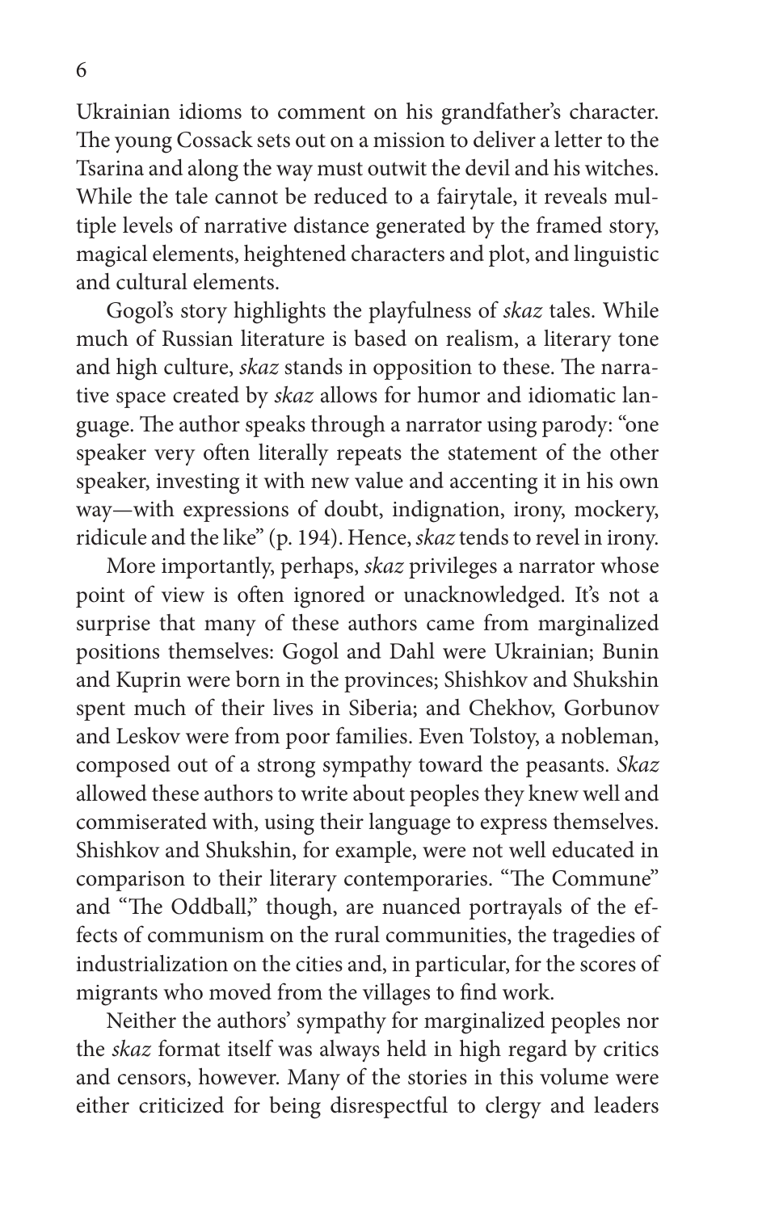Ukrainian idioms to comment on his grandfather's character. The young Cossack sets out on a mission to deliver a letter to the Tsarina and along the way must outwit the devil and his witches. While the tale cannot be reduced to a fairytale, it reveals multiple levels of narrative distance generated by the framed story, magical elements, heightened characters and plot, and linguistic and cultural elements.

Gogol's story highlights the playfulness of *skaz* tales. While much of Russian literature is based on realism, a literary tone and high culture, *skaz* stands in opposition to these. The narrative space created by *skaz* allows for humor and idiomatic language. The author speaks through a narrator using parody: "one speaker very often literally repeats the statement of the other speaker, investing it with new value and accenting it in his own way—with expressions of doubt, indignation, irony, mockery, ridicule and the like" (p. 194). Hence, *skaz* tends to revel in irony.

More importantly, perhaps, *skaz* privileges a narrator whose point of view is often ignored or unacknowledged. It's not a surprise that many of these authors came from marginalized positions themselves: Gogol and Dahl were Ukrainian; Bunin and Kuprin were born in the provinces; Shishkov and Shukshin spent much of their lives in Siberia; and Chekhov, Gorbunov and Leskov were from poor families. Even Tolstoy, a nobleman, composed out of a strong sympathy toward the peasants. *Skaz* allowed these authors to write about peoples they knew well and commiserated with, using their language to express themselves. Shishkov and Shukshin, for example, were not well educated in comparison to their literary contemporaries. "The Commune" and "The Oddball," though, are nuanced portrayals of the effects of communism on the rural communities, the tragedies of industrialization on the cities and, in particular, for the scores of migrants who moved from the villages to find work.

Neither the authors' sympathy for marginalized peoples nor the *skaz* format itself was always held in high regard by critics and censors, however. Many of the stories in this volume were either criticized for being disrespectful to clergy and leaders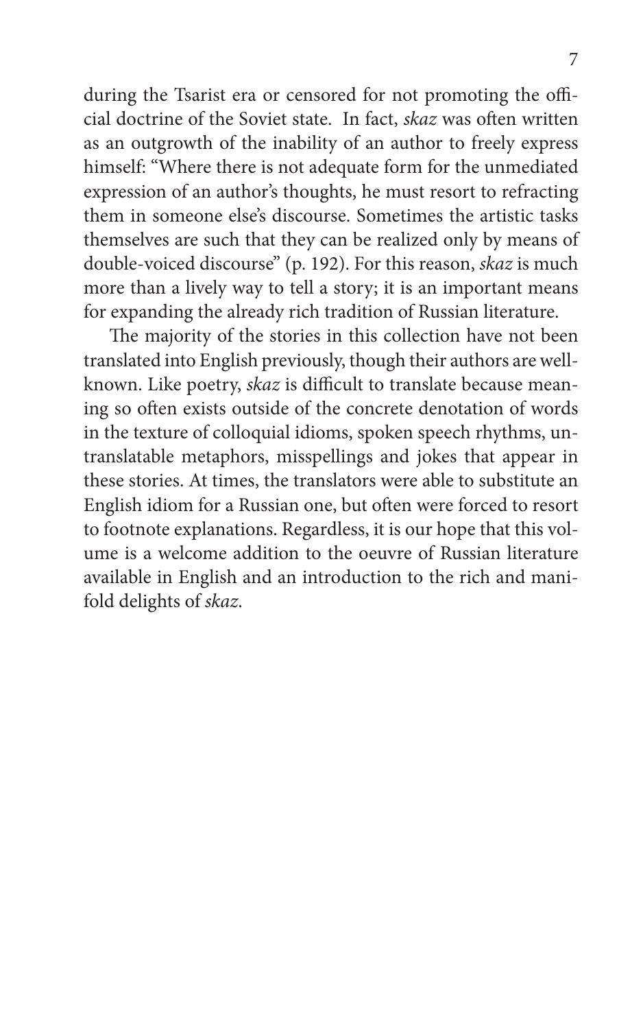during the Tsarist era or censored for not promoting the official doctrine of the Soviet state. In fact, *skaz* was often written as an outgrowth of the inability of an author to freely express himself: "Where there is not adequate form for the unmediated expression of an author's thoughts, he must resort to refracting them in someone else's discourse. Sometimes the artistic tasks themselves are such that they can be realized only by means of double-voiced discourse" (p. 192). For this reason, *skaz* is much more than a lively way to tell a story; it is an important means for expanding the already rich tradition of Russian literature.

The majority of the stories in this collection have not been translated into English previously, though their authors are well-known. Like poetry, *skaz* is difficult to translate because meaning so often exists outside of the concrete denotation of words in the texture of colloquial idioms, spoken speech rhythms, untranslatable metaphors, misspellings and jokes that appear in these stories. At times, the translators were able to substitute an English idiom for a Russian one, but often were forced to resort to footnote explanations. Regardless, it is our hope that this volume is a welcome addition to the oeuvre of Russian literature available in English and an introduction to the rich and manifold delights of *skaz*.